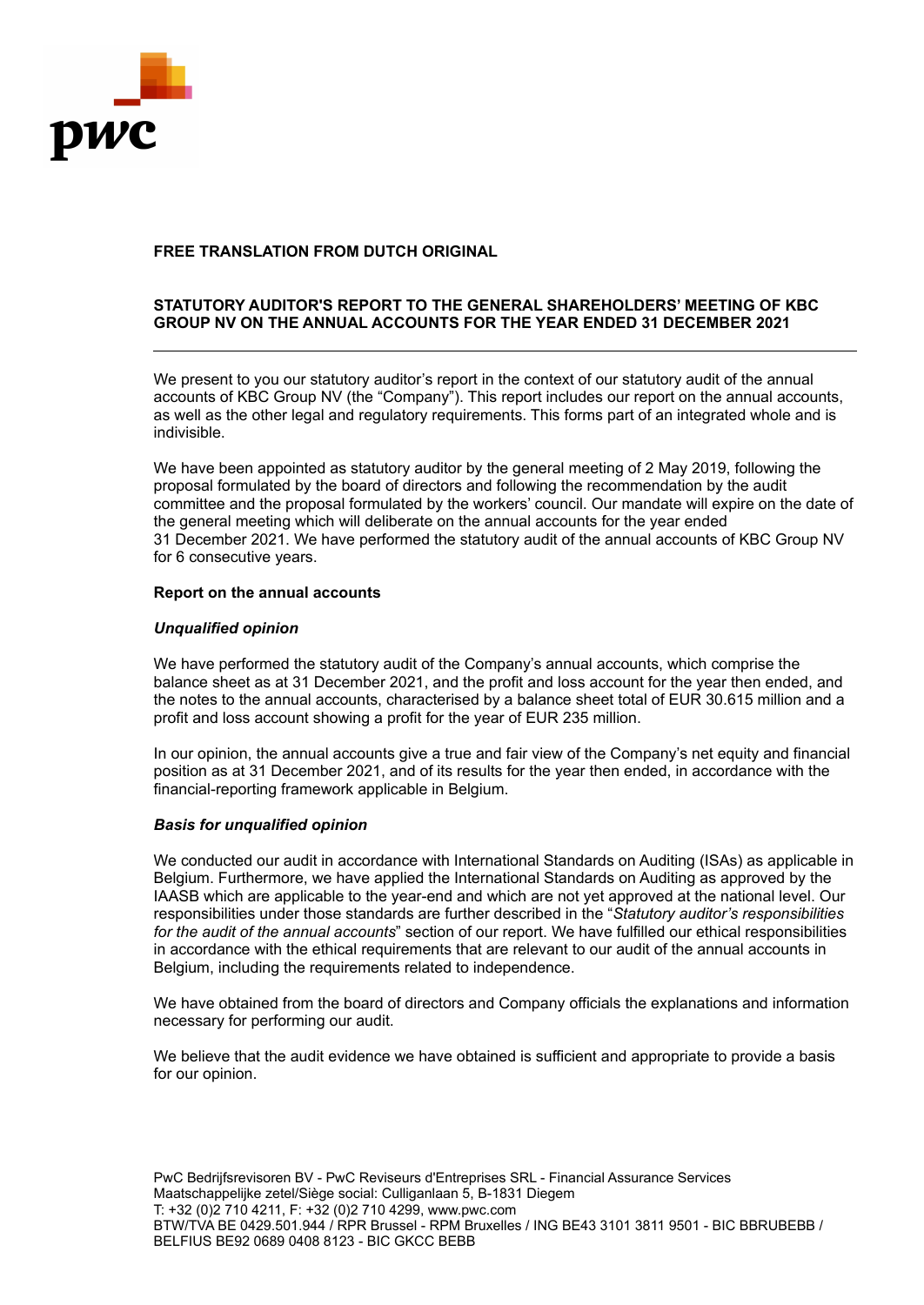**FREE TRANSLATION FROM DUTCH ORIGINAL**

**STATUTORY AUDITOR'S REPORT TO THE GENERAL SHAREHOLDERS' MEETING OF KBC GROUP NV ON THE ANNUAL ACCOUNTS FOR THE YEAR ENDED 31 DECEMBER 2021**

---

We present to you our statutory auditor's report in the context of our statutory audit of the annual accounts of KBC Group NV (the "Company"). This report includes our report on the annual accounts, as well as the other legal and regulatory requirements. This forms part of an integrated whole and is indivisible.

We have been appointed as statutory auditor by the general meeting of 2 May 2019, following the proposal formulated by the board of directors and following the recommendation by the audit committee and the proposal formulated by the workers' council. Our mandate will expire on the date of the general meeting which will deliberate on the annual accounts for the year ended 31 December 2021. We have performed the statutory audit of the annual accounts of KBC Group NV for 6 consecutive years.

**Report on the annual accounts**

***Unqualified opinion***

We have performed the statutory audit of the Company's annual accounts, which comprise the balance sheet as at 31 December 2021, and the profit and loss account for the year then ended, and the notes to the annual accounts, characterised by a balance sheet total of EUR 30.615 million and a profit and loss account showing a profit for the year of EUR 235 million.

In our opinion, the annual accounts give a true and fair view of the Company's net equity and financial position as at 31 December 2021, and of its results for the year then ended, in accordance with the financial-reporting framework applicable in Belgium.

***Basis for unqualified opinion***

We conducted our audit in accordance with International Standards on Auditing (ISAs) as applicable in Belgium. Furthermore, we have applied the International Standards on Auditing as approved by the IAASB which are applicable to the year-end and which are not yet approved at the national level. Our responsibilities under those standards are further described in the "*Statutory auditor's responsibilities for the audit of the annual accounts*" section of our report. We have fulfilled our ethical responsibilities in accordance with the ethical requirements that are relevant to our audit of the annual accounts in Belgium, including the requirements related to independence.

We have obtained from the board of directors and Company officials the explanations and information necessary for performing our audit.

We believe that the audit evidence we have obtained is sufficient and appropriate to provide a basis for our opinion.

PwC Bedrijfsrevisoren BV - PwC Reviseurs d'Entreprises SRL - Financial Assurance Services
Maatschappelijke zetel/Siège social: Culliganlaan 5, B-1831 Diegem
T: +32 (0)2 710 4211, F: +32 (0)2 710 4299, www.pwc.com
BTW/TVA BE 0429.501.944 / RPR Brussel - RPM Bruxelles / ING BE43 3101 3811 9501 - BIC BBRUBEBB / BELFIUS BE92 0689 0408 8123 - BIC GKCC BEBB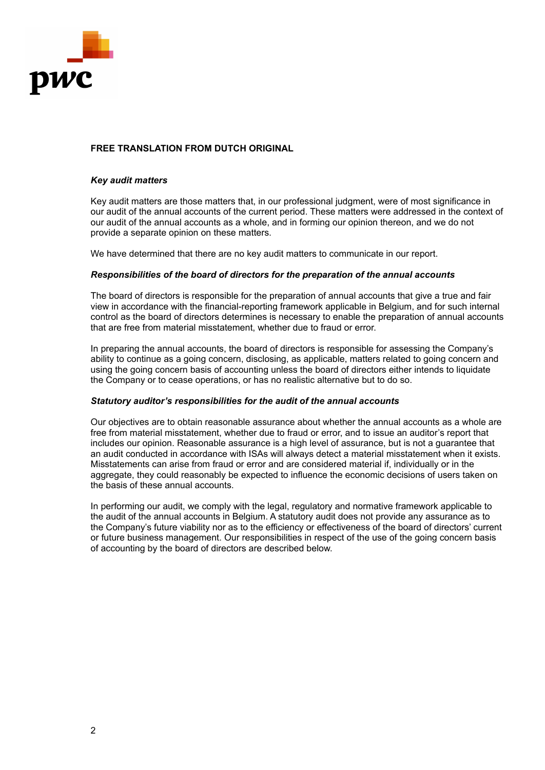**FREE TRANSLATION FROM DUTCH ORIGINAL**

***Key audit matters***

Key audit matters are those matters that, in our professional judgment, were of most significance in our audit of the annual accounts of the current period. These matters were addressed in the context of our audit of the annual accounts as a whole, and in forming our opinion thereon, and we do not provide a separate opinion on these matters.

We have determined that there are no key audit matters to communicate in our report.

***Responsibilities of the board of directors for the preparation of the annual accounts***

The board of directors is responsible for the preparation of annual accounts that give a true and fair view in accordance with the financial-reporting framework applicable in Belgium, and for such internal control as the board of directors determines is necessary to enable the preparation of annual accounts that are free from material misstatement, whether due to fraud or error.

In preparing the annual accounts, the board of directors is responsible for assessing the Company's ability to continue as a going concern, disclosing, as applicable, matters related to going concern and using the going concern basis of accounting unless the board of directors either intends to liquidate the Company or to cease operations, or has no realistic alternative but to do so.

***Statutory auditor's responsibilities for the audit of the annual accounts***

Our objectives are to obtain reasonable assurance about whether the annual accounts as a whole are free from material misstatement, whether due to fraud or error, and to issue an auditor's report that includes our opinion. Reasonable assurance is a high level of assurance, but is not a guarantee that an audit conducted in accordance with ISAs will always detect a material misstatement when it exists. Misstatements can arise from fraud or error and are considered material if, individually or in the aggregate, they could reasonably be expected to influence the economic decisions of users taken on the basis of these annual accounts.

In performing our audit, we comply with the legal, regulatory and normative framework applicable to the audit of the annual accounts in Belgium. A statutory audit does not provide any assurance as to the Company's future viability nor as to the efficiency or effectiveness of the board of directors' current or future business management. Our responsibilities in respect of the use of the going concern basis of accounting by the board of directors are described below.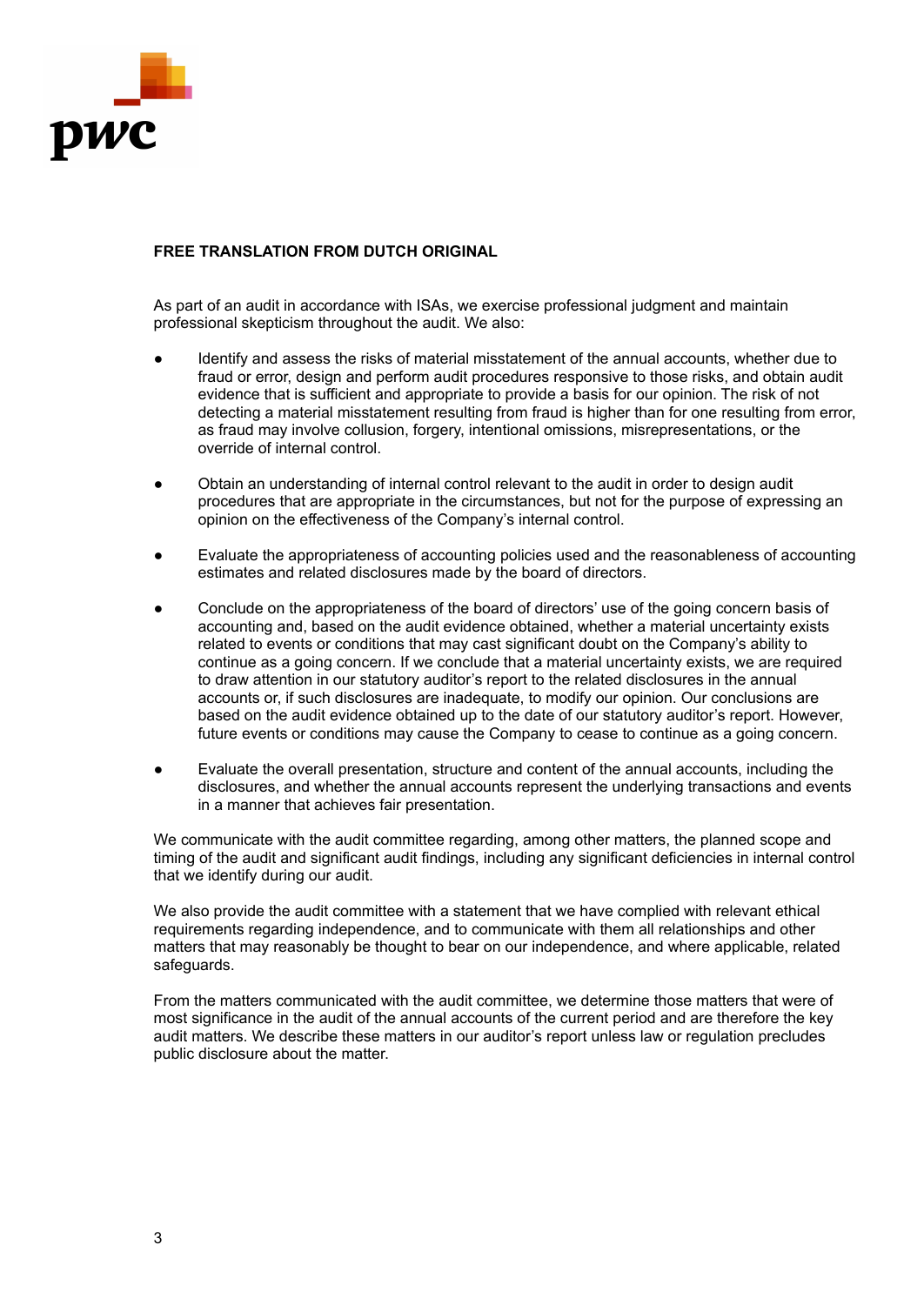**FREE TRANSLATION FROM DUTCH ORIGINAL**

As part of an audit in accordance with ISAs, we exercise professional judgment and maintain professional skepticism throughout the audit. We also:

- Identify and assess the risks of material misstatement of the annual accounts, whether due to fraud or error, design and perform audit procedures responsive to those risks, and obtain audit evidence that is sufficient and appropriate to provide a basis for our opinion. The risk of not detecting a material misstatement resulting from fraud is higher than for one resulting from error, as fraud may involve collusion, forgery, intentional omissions, misrepresentations, or the override of internal control.

- Obtain an understanding of internal control relevant to the audit in order to design audit procedures that are appropriate in the circumstances, but not for the purpose of expressing an opinion on the effectiveness of the Company's internal control.

- Evaluate the appropriateness of accounting policies used and the reasonableness of accounting estimates and related disclosures made by the board of directors.

- Conclude on the appropriateness of the board of directors' use of the going concern basis of accounting and, based on the audit evidence obtained, whether a material uncertainty exists related to events or conditions that may cast significant doubt on the Company's ability to continue as a going concern. If we conclude that a material uncertainty exists, we are required to draw attention in our statutory auditor's report to the related disclosures in the annual accounts or, if such disclosures are inadequate, to modify our opinion. Our conclusions are based on the audit evidence obtained up to the date of our statutory auditor's report. However, future events or conditions may cause the Company to cease to continue as a going concern.

- Evaluate the overall presentation, structure and content of the annual accounts, including the disclosures, and whether the annual accounts represent the underlying transactions and events in a manner that achieves fair presentation.

We communicate with the audit committee regarding, among other matters, the planned scope and timing of the audit and significant audit findings, including any significant deficiencies in internal control that we identify during our audit.

We also provide the audit committee with a statement that we have complied with relevant ethical requirements regarding independence, and to communicate with them all relationships and other matters that may reasonably be thought to bear on our independence, and where applicable, related safeguards.

From the matters communicated with the audit committee, we determine those matters that were of most significance in the audit of the annual accounts of the current period and are therefore the key audit matters. We describe these matters in our auditor's report unless law or regulation precludes public disclosure about the matter.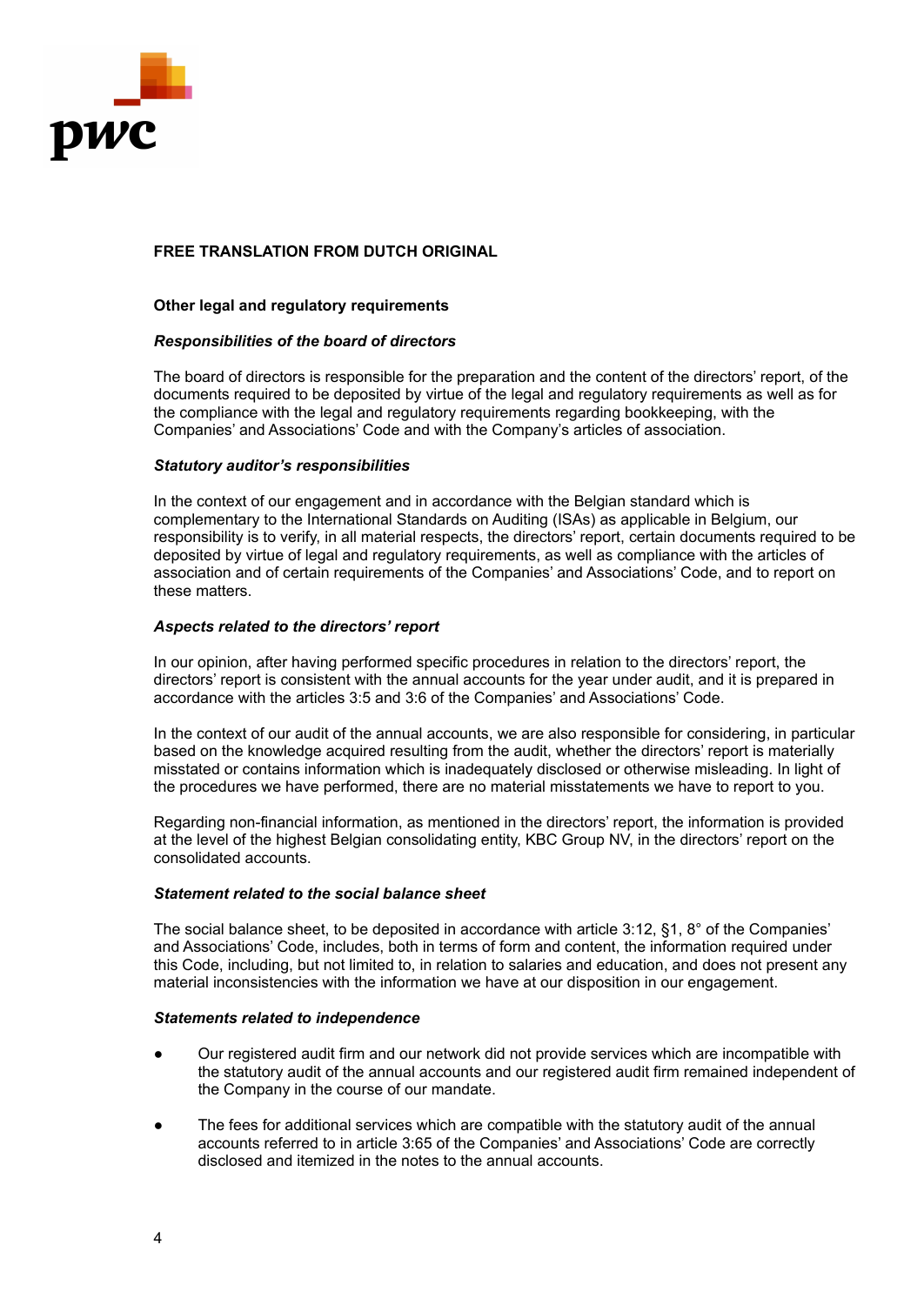**FREE TRANSLATION FROM DUTCH ORIGINAL**

## Other legal and regulatory requirements

### *Responsibilities of the board of directors*

The board of directors is responsible for the preparation and the content of the directors' report, of the documents required to be deposited by virtue of the legal and regulatory requirements as well as for the compliance with the legal and regulatory requirements regarding bookkeeping, with the Companies' and Associations' Code and with the Company's articles of association.

### *Statutory auditor's responsibilities*

In the context of our engagement and in accordance with the Belgian standard which is complementary to the International Standards on Auditing (ISAs) as applicable in Belgium, our responsibility is to verify, in all material respects, the directors' report, certain documents required to be deposited by virtue of legal and regulatory requirements, as well as compliance with the articles of association and of certain requirements of the Companies' and Associations' Code, and to report on these matters.

### *Aspects related to the directors' report*

In our opinion, after having performed specific procedures in relation to the directors' report, the directors' report is consistent with the annual accounts for the year under audit, and it is prepared in accordance with the articles 3:5 and 3:6 of the Companies' and Associations' Code.

In the context of our audit of the annual accounts, we are also responsible for considering, in particular based on the knowledge acquired resulting from the audit, whether the directors' report is materially misstated or contains information which is inadequately disclosed or otherwise misleading. In light of the procedures we have performed, there are no material misstatements we have to report to you.

Regarding non-financial information, as mentioned in the directors' report, the information is provided at the level of the highest Belgian consolidating entity, KBC Group NV, in the directors' report on the consolidated accounts.

### *Statement related to the social balance sheet*

The social balance sheet, to be deposited in accordance with article 3:12, §1, 8° of the Companies' and Associations' Code, includes, both in terms of form and content, the information required under this Code, including, but not limited to, in relation to salaries and education, and does not present any material inconsistencies with the information we have at our disposition in our engagement.

### *Statements related to independence*

- Our registered audit firm and our network did not provide services which are incompatible with the statutory audit of the annual accounts and our registered audit firm remained independent of the Company in the course of our mandate.

- The fees for additional services which are compatible with the statutory audit of the annual accounts referred to in article 3:65 of the Companies' and Associations' Code are correctly disclosed and itemized in the notes to the annual accounts.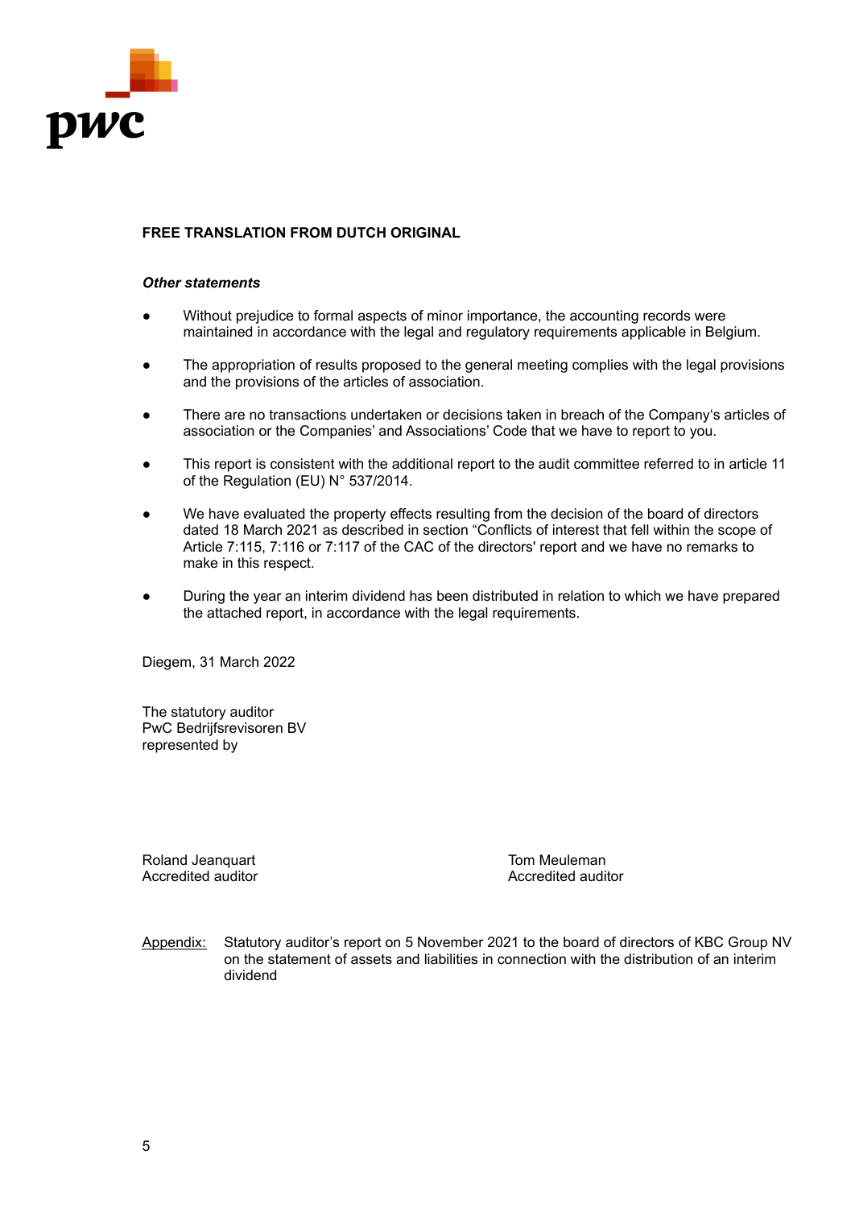**FREE TRANSLATION FROM DUTCH ORIGINAL**

***Other statements***

- Without prejudice to formal aspects of minor importance, the accounting records were maintained in accordance with the legal and regulatory requirements applicable in Belgium.
- The appropriation of results proposed to the general meeting complies with the legal provisions and the provisions of the articles of association.
- There are no transactions undertaken or decisions taken in breach of the Company's articles of association or the Companies' and Associations' Code that we have to report to you.
- This report is consistent with the additional report to the audit committee referred to in article 11 of the Regulation (EU) N° 537/2014.
- We have evaluated the property effects resulting from the decision of the board of directors dated 18 March 2021 as described in section "Conflicts of interest that fell within the scope of Article 7:115, 7:116 or 7:117 of the CAC of the directors' report and we have no remarks to make in this respect.
- During the year an interim dividend has been distributed in relation to which we have prepared the attached report, in accordance with the legal requirements.

Diegem, 31 March 2022

The statutory auditor
PwC Bedrijfsrevisoren BV
represented by

Roland Jeanquart
Accredited auditor

Tom Meuleman
Accredited auditor

Appendix: Statutory auditor's report on 5 November 2021 to the board of directors of KBC Group NV on the statement of assets and liabilities in connection with the distribution of an interim dividend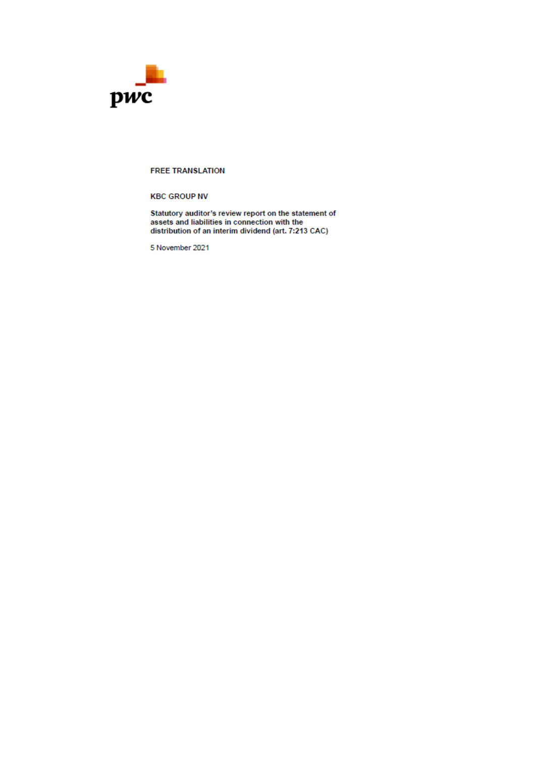**FREE TRANSLATION**

**KBC GROUP NV**

**Statutory auditor's review report on the statement of assets and liabilities in connection with the distribution of an interim dividend (art. 7:213 CAC)**

5 November 2021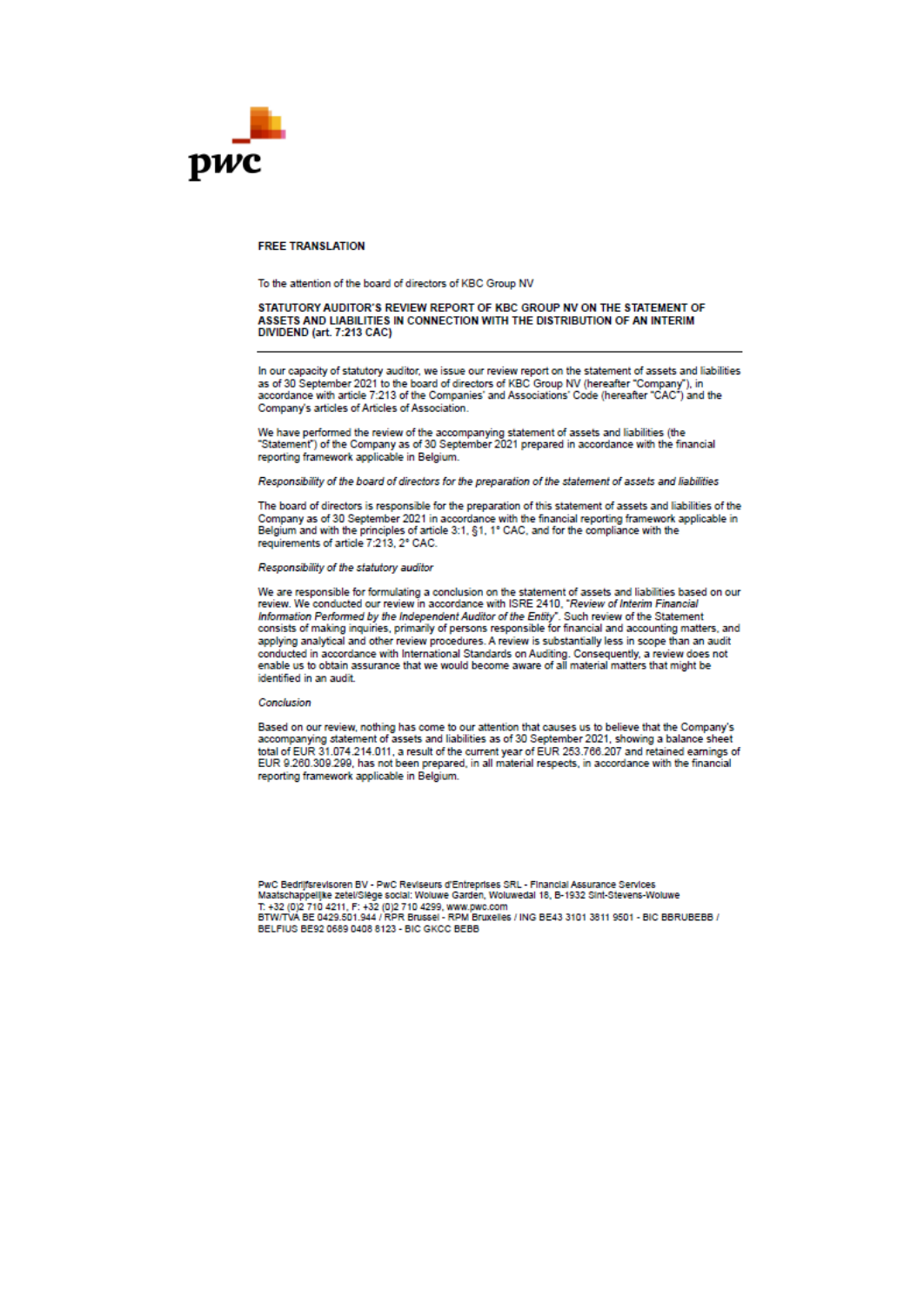**FREE TRANSLATION**

To the attention of the board of directors of KBC Group NV

**STATUTORY AUDITOR'S REVIEW REPORT OF KBC GROUP NV ON THE STATEMENT OF ASSETS AND LIABILITIES IN CONNECTION WITH THE DISTRIBUTION OF AN INTERIM DIVIDEND (art. 7:213 CAC)**

---

In our capacity of statutory auditor, we issue our review report on the statement of assets and liabilities as of 30 September 2021 to the board of directors of KBC Group NV (hereafter "Company"), in accordance with article 7:213 of the Companies' and Associations' Code (hereafter "CAC") and the Company's articles of Articles of Association.

We have performed the review of the accompanying statement of assets and liabilities (the "Statement") of the Company as of 30 September 2021 prepared in accordance with the financial reporting framework applicable in Belgium.

*Responsibility of the board of directors for the preparation of the statement of assets and liabilities*

The board of directors is responsible for the preparation of this statement of assets and liabilities of the Company as of 30 September 2021 in accordance with the financial reporting framework applicable in Belgium and with the principles of article 3:1, §1, 1° CAC, and for the compliance with the requirements of article 7:213, 2° CAC.

*Responsibility of the statutory auditor*

We are responsible for formulating a conclusion on the statement of assets and liabilities based on our review. We conducted our review in accordance with ISRE 2410, "*Review of Interim Financial Information Performed by the Independent Auditor of the Entity*". Such review of the Statement consists of making inquiries, primarily of persons responsible for financial and accounting matters, and applying analytical and other review procedures. A review is substantially less in scope than an audit conducted in accordance with International Standards on Auditing. Consequently, a review does not enable us to obtain assurance that we would become aware of all material matters that might be identified in an audit.

*Conclusion*

Based on our review, nothing has come to our attention that causes us to believe that the Company's accompanying statement of assets and liabilities as of 30 September 2021, showing a balance sheet total of EUR 31.074.214.011, a result of the current year of EUR 253.766.207 and retained earnings of EUR 9.260.309.299, has not been prepared, in all material respects, in accordance with the financial reporting framework applicable in Belgium.

PwC Bedrijfsrevisoren BV - PwC Reviseurs d'Entreprises SRL - Financial Assurance Services
Maatschappelijke zetel/Siège social: Woluwe Garden, Woluwedal 18, B-1932 Sint-Stevens-Woluwe
T: +32 (0)2 710 4211, F: +32 (0)2 710 4299, www.pwc.com
BTW/TVA BE 0429.501.944 / RPR Brussel - RPM Bruxelles / ING BE43 3101 3811 9501 - BIC BBRUBEBB / BELFIUS BE92 0689 0408 8123 - BIC GKCC BEBB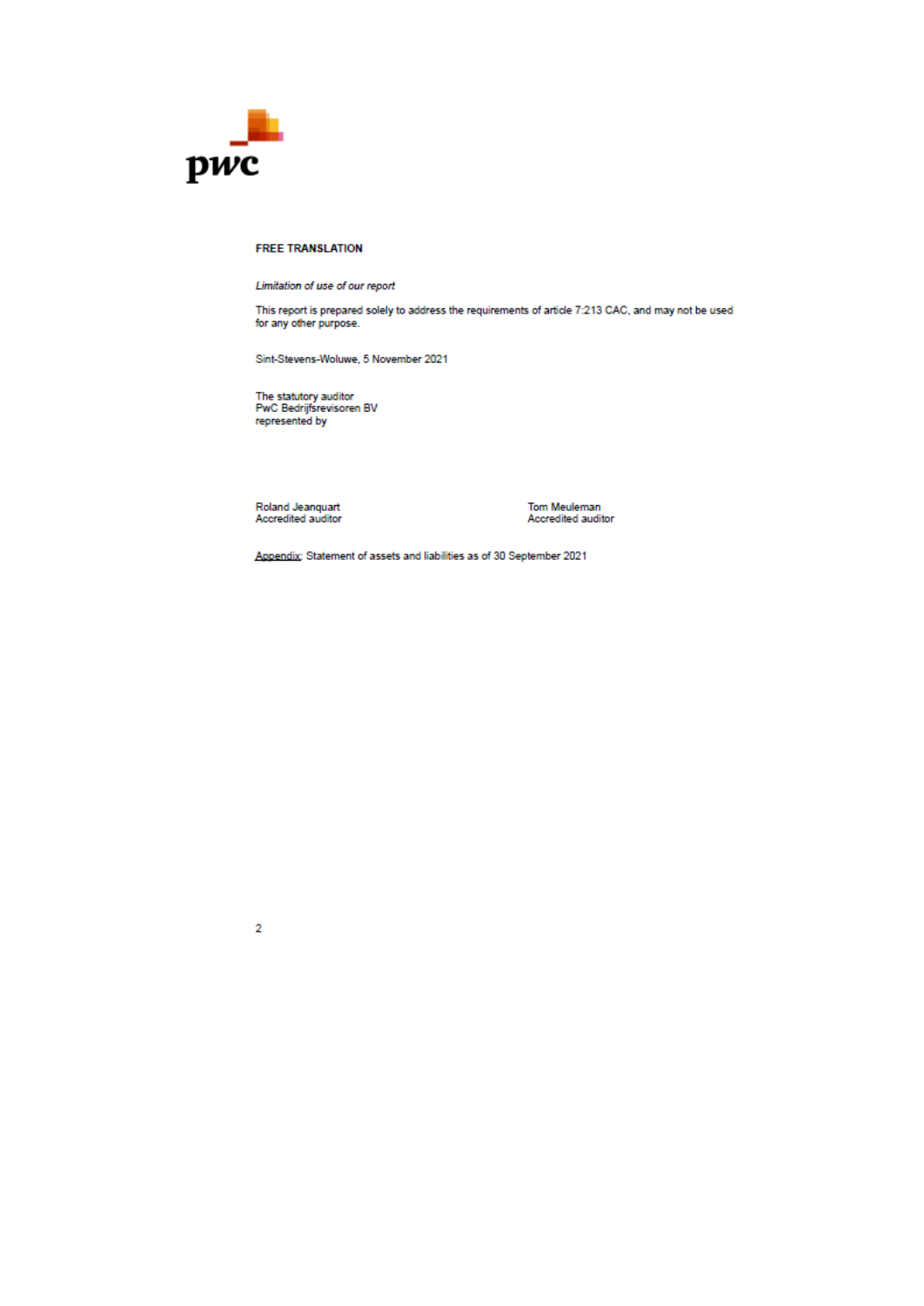**FREE TRANSLATION**

*Limitation of use of our report*

This report is prepared solely to address the requirements of article 7:213 CAC, and may not be used for any other purpose.

Sint-Stevens-Woluwe, 5 November 2021

The statutory auditor
PwC Bedrijfsrevisoren BV
represented by

Roland Jeanquart
Accredited auditor

Tom Meuleman
Accredited auditor

Appendix: Statement of assets and liabilities as of 30 September 2021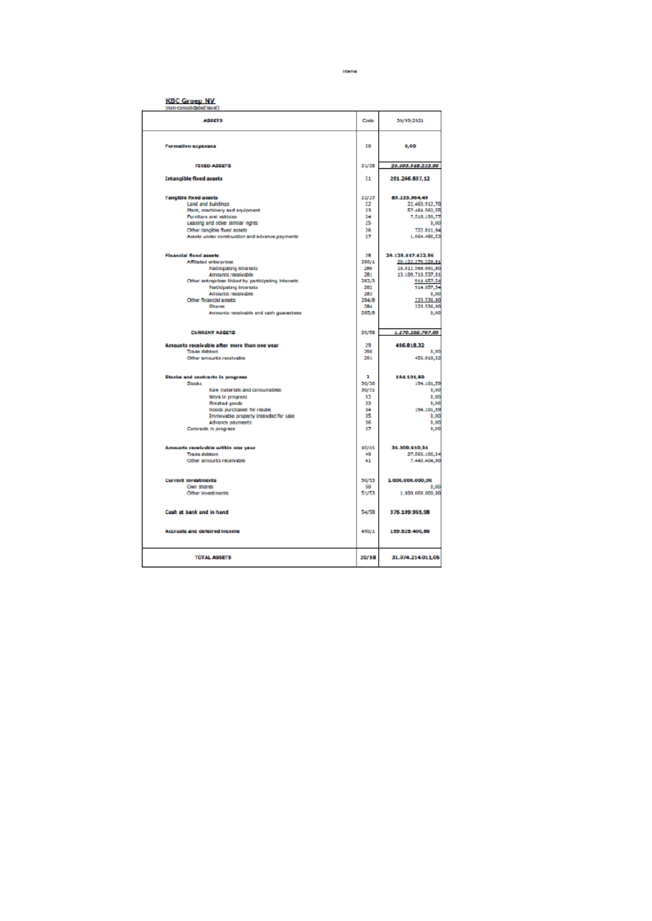**KBC Groep NV**
(non-consolidated level)

| ASSETS | Code | 30/09/2021 |
|---|---|---|
| **Formation expenses** | 20 | 0,00 |
| **FIXED ASSETS** | 21/28 | *29.503.919.223,96* |
| **Intangible fixed assets** | 21 | 291.266.837,12 |
| **Tangible fixed assets** | 22/27 | 89.233.964,49 |
| Land and buildings | 22 | 22.463.912,70 |
| Plant, machinery and equipment | 23 | 57.464.562,55 |
| Furniture and vehicles | 24 | 7.518.190,77 |
| Leasing and other similar rights | 25 | 0,00 |
| Other tangible fixed assets | 26 | 722.811,94 |
| Assets under construction and advance payments | 27 | 1.064.486,53 |
| **Financial fixed assets** | 28 | 29.123.417.422,35 |
| Affiliated enterprises | 280/1 | 29.122.379.229,81 |
| Participating interests | 280 | 16.012.568.691,50 |
| Amounts receivable | 281 | 13.109.710.537,31 |
| Other enterprises linked by participating interests | 282/3 | 914.657,54 |
| Participating interests | 282 | 914.657,54 |
| Amounts receivable | 283 | 0,00 |
| Other financial assets | 284/8 | 123.535,00 |
| Shares | 284 | 123.535,00 |
| Amounts receivable and cash guarantees | 285/8 | 0,00 |
| **CURRENT ASSETS** | 29/58 | *1.570.295.787,09* |
| **Amounts receivable after more than one year** | 29 | 456.818,32 |
| Trade debtors | 290 | 0,00 |
| Other amounts receivable | 291 | 456.818,32 |
| **Stocks and contracts in progress** | 3 | 194.101,59 |
| Stocks | 30/36 | 194.101,59 |
| Raw materials and consumables | 30/31 | 0,00 |
| Work in progress | 32 | 0,00 |
| Finished goods | 33 | 0,00 |
| Goods purchased for resale | 34 | 194.101,59 |
| Immovable property intended for sale | 35 | 0,00 |
| Advance payments | 36 | 0,00 |
| Contracts in progress | 37 | 0,00 |
| **Amounts receivable within one year** | 40/41 | 35.009.510,34 |
| Trade debtors | 40 | 27.566.106,34 |
| Other amounts receivable | 41 | 7.443.404,00 |
| **Current investments** | 50/53 | 1.000.000.000,00 |
| Own shares | 50 | 0,00 |
| Other investments | 51/53 | 1.000.000.000,00 |
| **Cash at bank and in hand** | 54/58 | 375.109.955,98 |
| **Accruals and deferred income** | 490/1 | 159.525.400,86 |
| **TOTAL ASSETS** | **20/58** | **31.074.214.011,05** |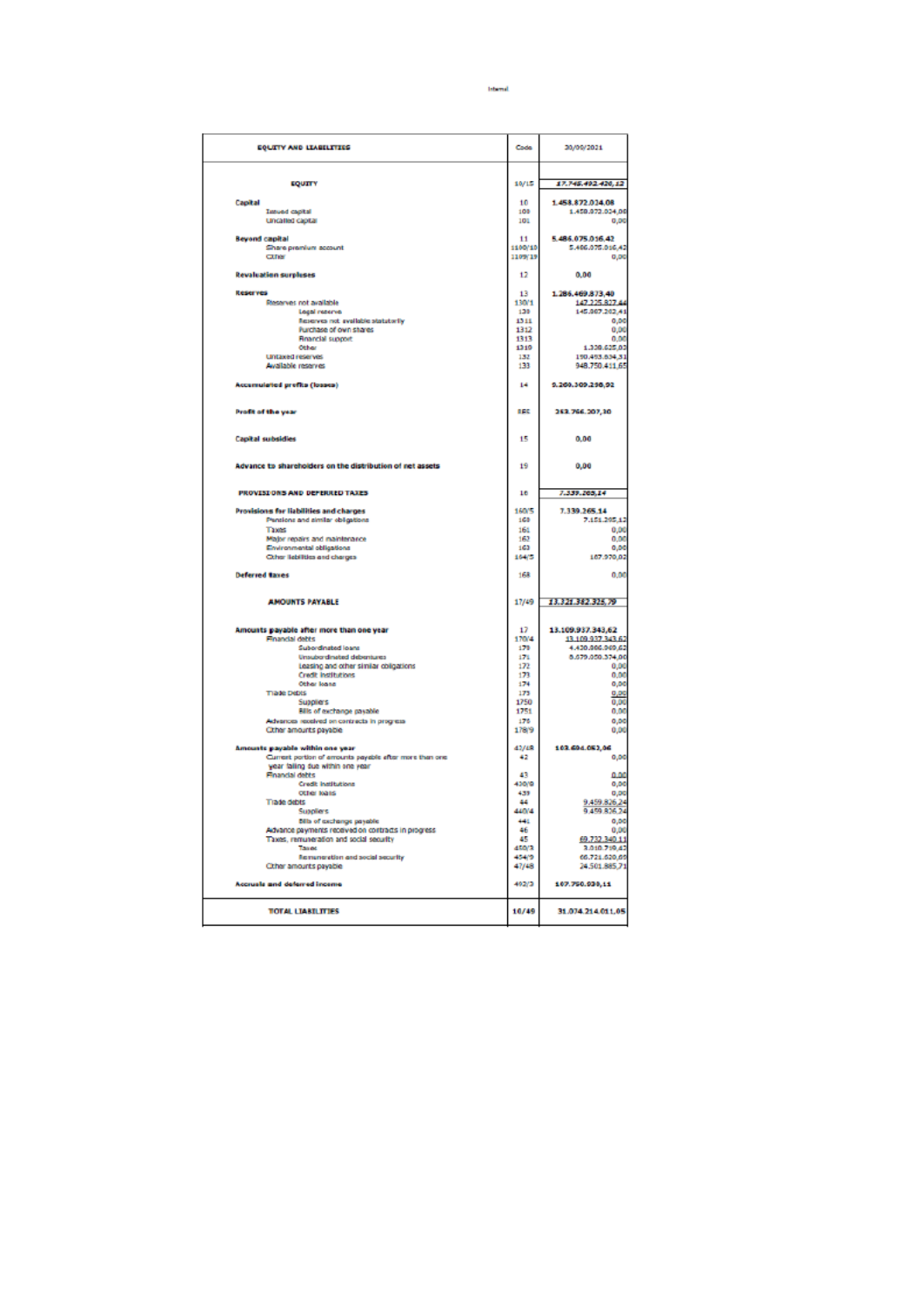| EQUITY AND LIABILITIES | Code | 30/09/2021 |
|---|---|---|
| **EQUITY** | 10/15 | *17.748.492.428,12* |
| **Capital** | 10 | **1.458.872.024,08** |
| Issued capital | 100 | 1.458.872.024,08 |
| Uncalled capital | 101 | 0,00 |
| **Beyond capital** | 11 | **5.486.075.016,42** |
| Share premium account | 1100/10 | 5.486.075.016,42 |
| Other | 1109/19 | 0,00 |
| **Revaluation surpluses** | 12 | **0,00** |
| **Reserves** | 13 | **1.286.469.873,40** |
| Reserves not available | 130/1 | 147.225.827,44 |
| Legal reserve | 130 | 145.887.202,41 |
| Reserves not available statutorily | 1311 | 0,00 |
| Purchase of own shares | 1312 | 0,00 |
| Financial support | 1313 | 0,00 |
| Other | 1319 | 1.338.625,03 |
| Untaxed reserves | 132 | 190.493.634,31 |
| Available reserves | 133 | 948.750.411,65 |
| **Accumulated profits (losses)** | 14 | **9.269.309.298,92** |
| **Profit of the year** | 9905 | **243.766.207,30** |
| **Capital subsidies** | 15 | **0,00** |
| **Advance to shareholders on the distribution of net assets** | 19 | **0,00** |
| **PROVISIONS AND DEFERRED TAXES** | 16 | *7.339.265,14* |
| **Provisions for liabilities and charges** | 160/5 | **7.339.265,14** |
| Pensions and similar obligations | 160 | 7.151.295,12 |
| Taxes | 161 | 0,00 |
| Major repairs and maintenance | 162 | 0,00 |
| Environmental obligations | 163 | 0,00 |
| Other liabilities and charges | 164/5 | 187.970,02 |
| **Deferred taxes** | 168 | **0,00** |
| **AMOUNTS PAYABLE** | 17/49 | *13.321.382.325,79* |
| **Amounts payable after more than one year** | 17 | **13.109.937.343,62** |
| Financial debts | 170/4 | 13.109.937.343,62 |
| Subordinated loans | 170 | 4.430.886.969,62 |
| Unsubordinated debentures | 171 | 8.679.050.374,00 |
| Leasing and other similar obligations | 172 | 0,00 |
| Credit institutions | 173 | 0,00 |
| Other loans | 174 | 0,00 |
| Trade Debts | 175 | 0,00 |
| Suppliers | 1750 | 0,00 |
| Bills of exchange payable | 1751 | 0,00 |
| Advances received on contracts in progress | 176 | 0,00 |
| Other amounts payable | 178/9 | 0,00 |
| **Amounts payable within one year** | 42/48 | **103.694.052,06** |
| Current portion of amounts payable after more than one year falling due within one year | 42 | 0,00 |
| Financial debts | 43 | 0,00 |
| Credit institutions | 430/8 | 0,00 |
| Other loans | 439 | 0,00 |
| Trade debts | 44 | 9.459.826,24 |
| Suppliers | 440/4 | 9.459.826,24 |
| Bills of exchange payable | 441 | 0,00 |
| Advance payments received on contracts in progress | 46 | 0,00 |
| Taxes, remuneration and social security | 45 | 69.732.340,11 |
| Taxes | 450/3 | 3.010.719,42 |
| Remuneration and social security | 454/9 | 66.721.620,69 |
| Other amounts payable | 47/48 | 24.501.885,71 |
| **Accruals and deferred income** | 492/3 | **107.750.930,11** |
| **TOTAL LIABILITIES** | 10/49 | **31.074.214.011,05** |